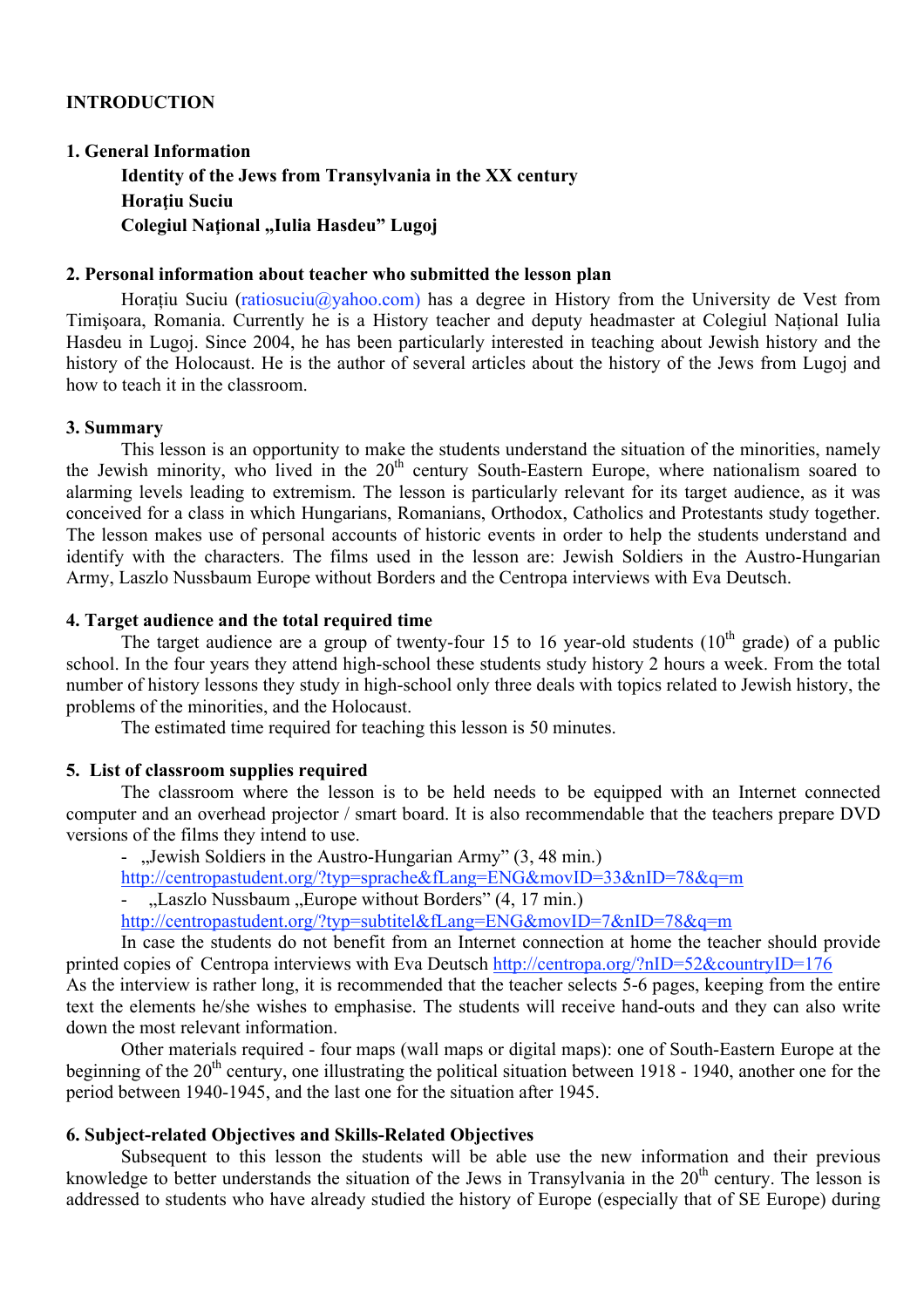# INTRODUCTION

## 1. General Information

**Identity of the Jews from Transylvania in the XX century**
**Horaţiu Suciu**
**Colegiul Naţional „Iulia Hasdeu" Lugoj**

## 2. Personal information about teacher who submitted the lesson plan

Horaţiu Suciu (ratiosuciu@yahoo.com) has a degree in History from the University de Vest from Timişoara, Romania. Currently he is a History teacher and deputy headmaster at Colegiul Naţional Iulia Hasdeu in Lugoj. Since 2004, he has been particularly interested in teaching about Jewish history and the history of the Holocaust. He is the author of several articles about the history of the Jews from Lugoj and how to teach it in the classroom.

## 3. Summary

This lesson is an opportunity to make the students understand the situation of the minorities, namely the Jewish minority, who lived in the 20th century South-Eastern Europe, where nationalism soared to alarming levels leading to extremism. The lesson is particularly relevant for its target audience, as it was conceived for a class in which Hungarians, Romanians, Orthodox, Catholics and Protestants study together. The lesson makes use of personal accounts of historic events in order to help the students understand and identify with the characters. The films used in the lesson are: Jewish Soldiers in the Austro-Hungarian Army, Laszlo Nussbaum Europe without Borders and the Centropa interviews with Eva Deutsch.

## 4. Target audience and the total required time

The target audience are a group of twenty-four 15 to 16 year-old students (10th grade) of a public school. In the four years they attend high-school these students study history 2 hours a week. From the total number of history lessons they study in high-school only three deals with topics related to Jewish history, the problems of the minorities, and the Holocaust.

The estimated time required for teaching this lesson is 50 minutes.

## 5. List of classroom supplies required

The classroom where the lesson is to be held needs to be equipped with an Internet connected computer and an overhead projector / smart board. It is also recommendable that the teachers prepare DVD versions of the films they intend to use.

- „Jewish Soldiers in the Austro-Hungarian Army" (3, 48 min.)
  http://centropastudent.org/?typ=sprache&fLang=ENG&movID=33&nID=78&q=m
- „Laszlo Nussbaum „Europe without Borders" (4, 17 min.)
  http://centropastudent.org/?typ=subtitel&fLang=ENG&movID=7&nID=78&q=m

In case the students do not benefit from an Internet connection at home the teacher should provide printed copies of Centropa interviews with Eva Deutsch http://centropa.org/?nID=52&countryID=176
As the interview is rather long, it is recommended that the teacher selects 5-6 pages, keeping from the entire text the elements he/she wishes to emphasise. The students will receive hand-outs and they can also write down the most relevant information.

Other materials required - four maps (wall maps or digital maps): one of South-Eastern Europe at the beginning of the 20th century, one illustrating the political situation between 1918 - 1940, another one for the period between 1940-1945, and the last one for the situation after 1945.

## 6. Subject-related Objectives and Skills-Related Objectives

Subsequent to this lesson the students will be able use the new information and their previous knowledge to better understands the situation of the Jews in Transylvania in the 20th century. The lesson is addressed to students who have already studied the history of Europe (especially that of SE Europe) during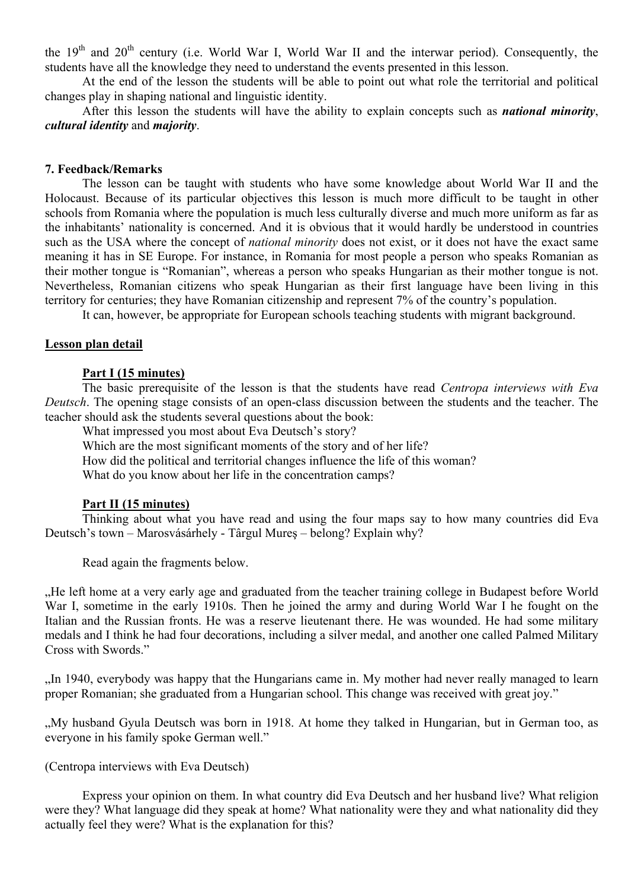the 19th and 20th century (i.e. World War I, World War II and the interwar period). Consequently, the students have all the knowledge they need to understand the events presented in this lesson.

At the end of the lesson the students will be able to point out what role the territorial and political changes play in shaping national and linguistic identity.

After this lesson the students will have the ability to explain concepts such as ***national minority***, ***cultural identity*** and ***majority***.

**7. Feedback/Remarks**

The lesson can be taught with students who have some knowledge about World War II and the Holocaust. Because of its particular objectives this lesson is much more difficult to be taught in other schools from Romania where the population is much less culturally diverse and much more uniform as far as the inhabitants' nationality is concerned. And it is obvious that it would hardly be understood in countries such as the USA where the concept of *national minority* does not exist, or it does not have the exact same meaning it has in SE Europe. For instance, in Romania for most people a person who speaks Romanian as their mother tongue is "Romanian", whereas a person who speaks Hungarian as their mother tongue is not. Nevertheless, Romanian citizens who speak Hungarian as their first language have been living in this territory for centuries; they have Romanian citizenship and represent 7% of the country's population.

It can, however, be appropriate for European schools teaching students with migrant background.

**Lesson plan detail**

**Part I (15 minutes)**

The basic prerequisite of the lesson is that the students have read *Centropa interviews with Eva Deutsch*. The opening stage consists of an open-class discussion between the students and the teacher. The teacher should ask the students several questions about the book:

What impressed you most about Eva Deutsch's story?

Which are the most significant moments of the story and of her life?

How did the political and territorial changes influence the life of this woman?

What do you know about her life in the concentration camps?

**Part II (15 minutes)**

Thinking about what you have read and using the four maps say to how many countries did Eva Deutsch's town – Marosvásárhely - Târgul Mureş – belong? Explain why?

Read again the fragments below.

„He left home at a very early age and graduated from the teacher training college in Budapest before World War I, sometime in the early 1910s. Then he joined the army and during World War I he fought on the Italian and the Russian fronts. He was a reserve lieutenant there. He was wounded. He had some military medals and I think he had four decorations, including a silver medal, and another one called Palmed Military Cross with Swords."

„In 1940, everybody was happy that the Hungarians came in. My mother had never really managed to learn proper Romanian; she graduated from a Hungarian school. This change was received with great joy."

„My husband Gyula Deutsch was born in 1918. At home they talked in Hungarian, but in German too, as everyone in his family spoke German well."

(Centropa interviews with Eva Deutsch)

Express your opinion on them. In what country did Eva Deutsch and her husband live? What religion were they? What language did they speak at home? What nationality were they and what nationality did they actually feel they were? What is the explanation for this?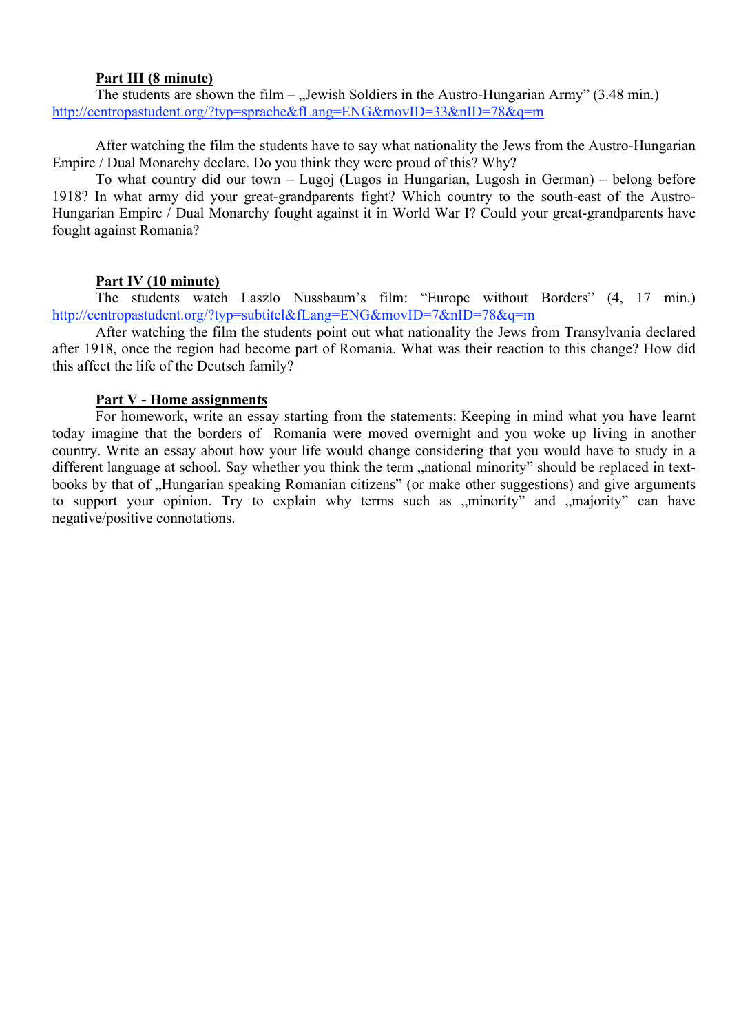**Part III (8 minute)**

The students are shown the film – „Jewish Soldiers in the Austro-Hungarian Army" (3.48 min.) http://centropastudent.org/?typ=sprache&fLang=ENG&movID=33&nID=78&q=m

After watching the film the students have to say what nationality the Jews from the Austro-Hungarian Empire / Dual Monarchy declare. Do you think they were proud of this? Why?

To what country did our town – Lugoj (Lugos in Hungarian, Lugosh in German) – belong before 1918? In what army did your great-grandparents fight? Which country to the south-east of the Austro-Hungarian Empire / Dual Monarchy fought against it in World War I? Could your great-grandparents have fought against Romania?

**Part IV (10 minute)**

The students watch Laszlo Nussbaum's film: "Europe without Borders" (4, 17 min.) http://centropastudent.org/?typ=subtitel&fLang=ENG&movID=7&nID=78&q=m

After watching the film the students point out what nationality the Jews from Transylvania declared after 1918, once the region had become part of Romania. What was their reaction to this change? How did this affect the life of the Deutsch family?

**Part V - Home assignments**

For homework, write an essay starting from the statements: Keeping in mind what you have learnt today imagine that the borders of Romania were moved overnight and you woke up living in another country. Write an essay about how your life would change considering that you would have to study in a different language at school. Say whether you think the term „national minority" should be replaced in text-books by that of „Hungarian speaking Romanian citizens" (or make other suggestions) and give arguments to support your opinion. Try to explain why terms such as „minority" and „majority" can have negative/positive connotations.